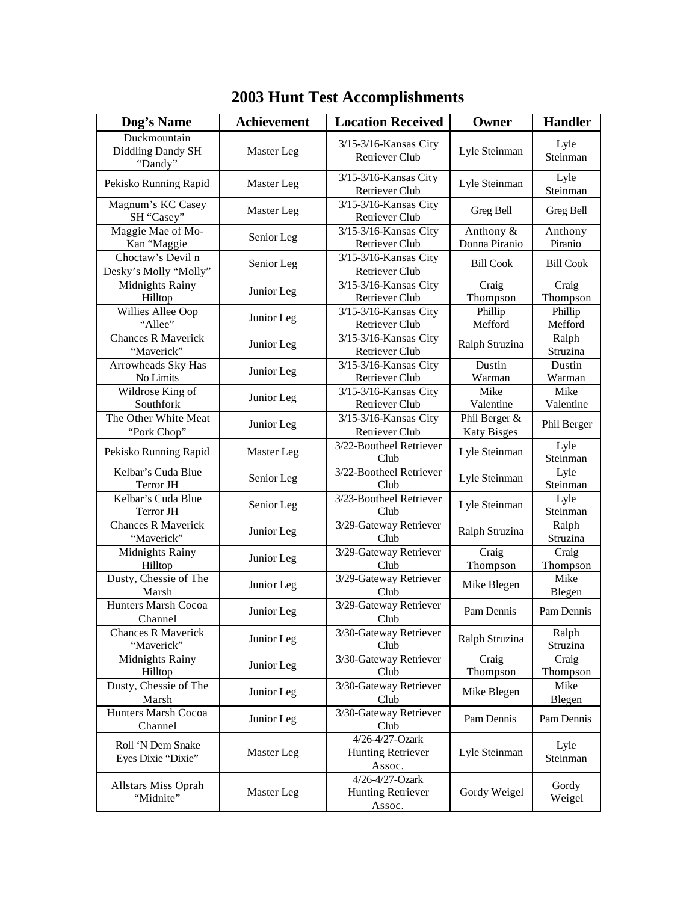# 2003 Hunt Test Accomplishments

| Dog's Name | Achievement | Location Received | Owner | Handler |
|---|---|---|---|---|
| Duckmountain Diddling Dandy SH "Dandy" | Master Leg | 3/15-3/16-Kansas City Retriever Club | Lyle Steinman | Lyle Steinman |
| Pekisko Running Rapid | Master Leg | 3/15-3/16-Kansas City Retriever Club | Lyle Steinman | Lyle Steinman |
| Magnum's KC Casey SH "Casey" | Master Leg | 3/15-3/16-Kansas City Retriever Club | Greg Bell | Greg Bell |
| Maggie Mae of Mo-Kan "Maggie | Senior Leg | 3/15-3/16-Kansas City Retriever Club | Anthony & Donna Piranio | Anthony Piranio |
| Choctaw's Devil n Desky's Molly "Molly" | Senior Leg | 3/15-3/16-Kansas City Retriever Club | Bill Cook | Bill Cook |
| Midnights Rainy Hilltop | Junior Leg | 3/15-3/16-Kansas City Retriever Club | Craig Thompson | Craig Thompson |
| Willies Allee Oop "Allee" | Junior Leg | 3/15-3/16-Kansas City Retriever Club | Phillip Mefford | Phillip Mefford |
| Chances R Maverick "Maverick" | Junior Leg | 3/15-3/16-Kansas City Retriever Club | Ralph Struzina | Ralph Struzina |
| Arrowheads Sky Has No Limits | Junior Leg | 3/15-3/16-Kansas City Retriever Club | Dustin Warman | Dustin Warman |
| Wildrose King of Southfork | Junior Leg | 3/15-3/16-Kansas City Retriever Club | Mike Valentine | Mike Valentine |
| The Other White Meat "Pork Chop" | Junior Leg | 3/15-3/16-Kansas City Retriever Club | Phil Berger & Katy Bisges | Phil Berger |
| Pekisko Running Rapid | Master Leg | 3/22-Bootheel Retriever Club | Lyle Steinman | Lyle Steinman |
| Kelbar's Cuda Blue Terror JH | Senior Leg | 3/22-Bootheel Retriever Club | Lyle Steinman | Lyle Steinman |
| Kelbar's Cuda Blue Terror JH | Senior Leg | 3/23-Bootheel Retriever Club | Lyle Steinman | Lyle Steinman |
| Chances R Maverick "Maverick" | Junior Leg | 3/29-Gateway Retriever Club | Ralph Struzina | Ralph Struzina |
| Midnights Rainy Hilltop | Junior Leg | 3/29-Gateway Retriever Club | Craig Thompson | Craig Thompson |
| Dusty, Chessie of The Marsh | Junior Leg | 3/29-Gateway Retriever Club | Mike Blegen | Mike Blegen |
| Hunters Marsh Cocoa Channel | Junior Leg | 3/29-Gateway Retriever Club | Pam Dennis | Pam Dennis |
| Chances R Maverick "Maverick" | Junior Leg | 3/30-Gateway Retriever Club | Ralph Struzina | Ralph Struzina |
| Midnights Rainy Hilltop | Junior Leg | 3/30-Gateway Retriever Club | Craig Thompson | Craig Thompson |
| Dusty, Chessie of The Marsh | Junior Leg | 3/30-Gateway Retriever Club | Mike Blegen | Mike Blegen |
| Hunters Marsh Cocoa Channel | Junior Leg | 3/30-Gateway Retriever Club | Pam Dennis | Pam Dennis |
| Roll 'N Dem Snake Eyes Dixie "Dixie" | Master Leg | 4/26-4/27-Ozark Hunting Retriever Assoc. | Lyle Steinman | Lyle Steinman |
| Allstars Miss Oprah "Midnite" | Master Leg | 4/26-4/27-Ozark Hunting Retriever Assoc. | Gordy Weigel | Gordy Weigel |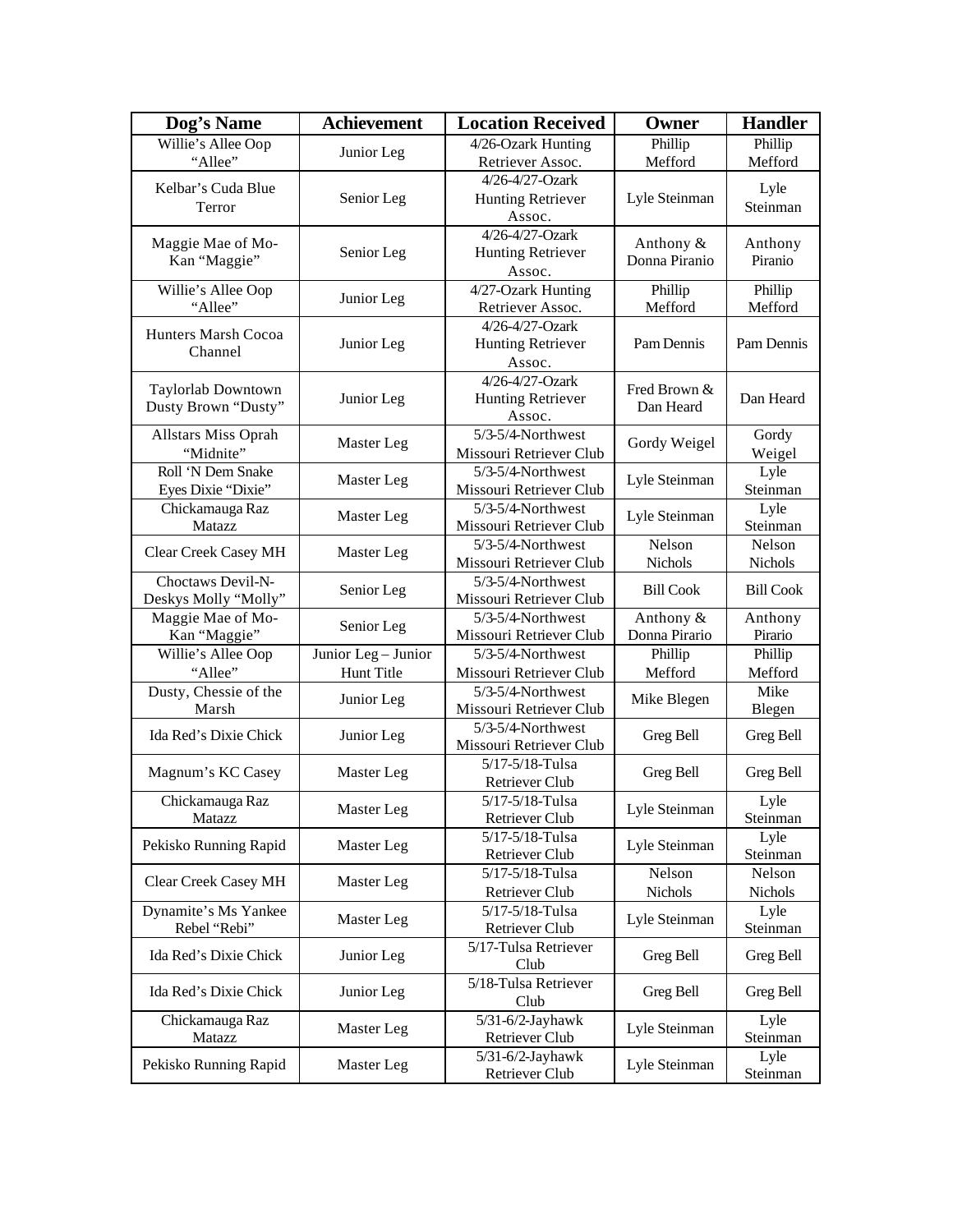| Dog's Name | Achievement | Location Received | Owner | Handler |
| --- | --- | --- | --- | --- |
| Willie's Allee Oop "Allee" | Junior Leg | 4/26-Ozark Hunting Retriever Assoc. | Phillip Mefford | Phillip Mefford |
| Kelbar's Cuda Blue Terror | Senior Leg | 4/26-4/27-Ozark Hunting Retriever Assoc. | Lyle Steinman | Lyle Steinman |
| Maggie Mae of Mo-Kan "Maggie" | Senior Leg | 4/26-4/27-Ozark Hunting Retriever Assoc. | Anthony & Donna Piranio | Anthony Piranio |
| Willie's Allee Oop "Allee" | Junior Leg | 4/27-Ozark Hunting Retriever Assoc. | Phillip Mefford | Phillip Mefford |
| Hunters Marsh Cocoa Channel | Junior Leg | 4/26-4/27-Ozark Hunting Retriever Assoc. | Pam Dennis | Pam Dennis |
| Taylorlab Downtown Dusty Brown "Dusty" | Junior Leg | 4/26-4/27-Ozark Hunting Retriever Assoc. | Fred Brown & Dan Heard | Dan Heard |
| Allstars Miss Oprah "Midnite" | Master Leg | 5/3-5/4-Northwest Missouri Retriever Club | Gordy Weigel | Gordy Weigel |
| Roll 'N Dem Snake Eyes Dixie "Dixie" | Master Leg | 5/3-5/4-Northwest Missouri Retriever Club | Lyle Steinman | Lyle Steinman |
| Chickamauga Raz Matazz | Master Leg | 5/3-5/4-Northwest Missouri Retriever Club | Lyle Steinman | Lyle Steinman |
| Clear Creek Casey MH | Master Leg | 5/3-5/4-Northwest Missouri Retriever Club | Nelson Nichols | Nelson Nichols |
| Choctaws Devil-N-Deskys Molly "Molly" | Senior Leg | 5/3-5/4-Northwest Missouri Retriever Club | Bill Cook | Bill Cook |
| Maggie Mae of Mo-Kan "Maggie" | Senior Leg | 5/3-5/4-Northwest Missouri Retriever Club | Anthony & Donna Pirario | Anthony Pirario |
| Willie's Allee Oop "Allee" | Junior Leg – Junior Hunt Title | 5/3-5/4-Northwest Missouri Retriever Club | Phillip Mefford | Phillip Mefford |
| Dusty, Chessie of the Marsh | Junior Leg | 5/3-5/4-Northwest Missouri Retriever Club | Mike Blegen | Mike Blegen |
| Ida Red's Dixie Chick | Junior Leg | 5/3-5/4-Northwest Missouri Retriever Club | Greg Bell | Greg Bell |
| Magnum's KC Casey | Master Leg | 5/17-5/18-Tulsa Retriever Club | Greg Bell | Greg Bell |
| Chickamauga Raz Matazz | Master Leg | 5/17-5/18-Tulsa Retriever Club | Lyle Steinman | Lyle Steinman |
| Pekisko Running Rapid | Master Leg | 5/17-5/18-Tulsa Retriever Club | Lyle Steinman | Lyle Steinman |
| Clear Creek Casey MH | Master Leg | 5/17-5/18-Tulsa Retriever Club | Nelson Nichols | Nelson Nichols |
| Dynamite's Ms Yankee Rebel "Rebi" | Master Leg | 5/17-5/18-Tulsa Retriever Club | Lyle Steinman | Lyle Steinman |
| Ida Red's Dixie Chick | Junior Leg | 5/17-Tulsa Retriever Club | Greg Bell | Greg Bell |
| Ida Red's Dixie Chick | Junior Leg | 5/18-Tulsa Retriever Club | Greg Bell | Greg Bell |
| Chickamauga Raz Matazz | Master Leg | 5/31-6/2-Jayhawk Retriever Club | Lyle Steinman | Lyle Steinman |
| Pekisko Running Rapid | Master Leg | 5/31-6/2-Jayhawk Retriever Club | Lyle Steinman | Lyle Steinman |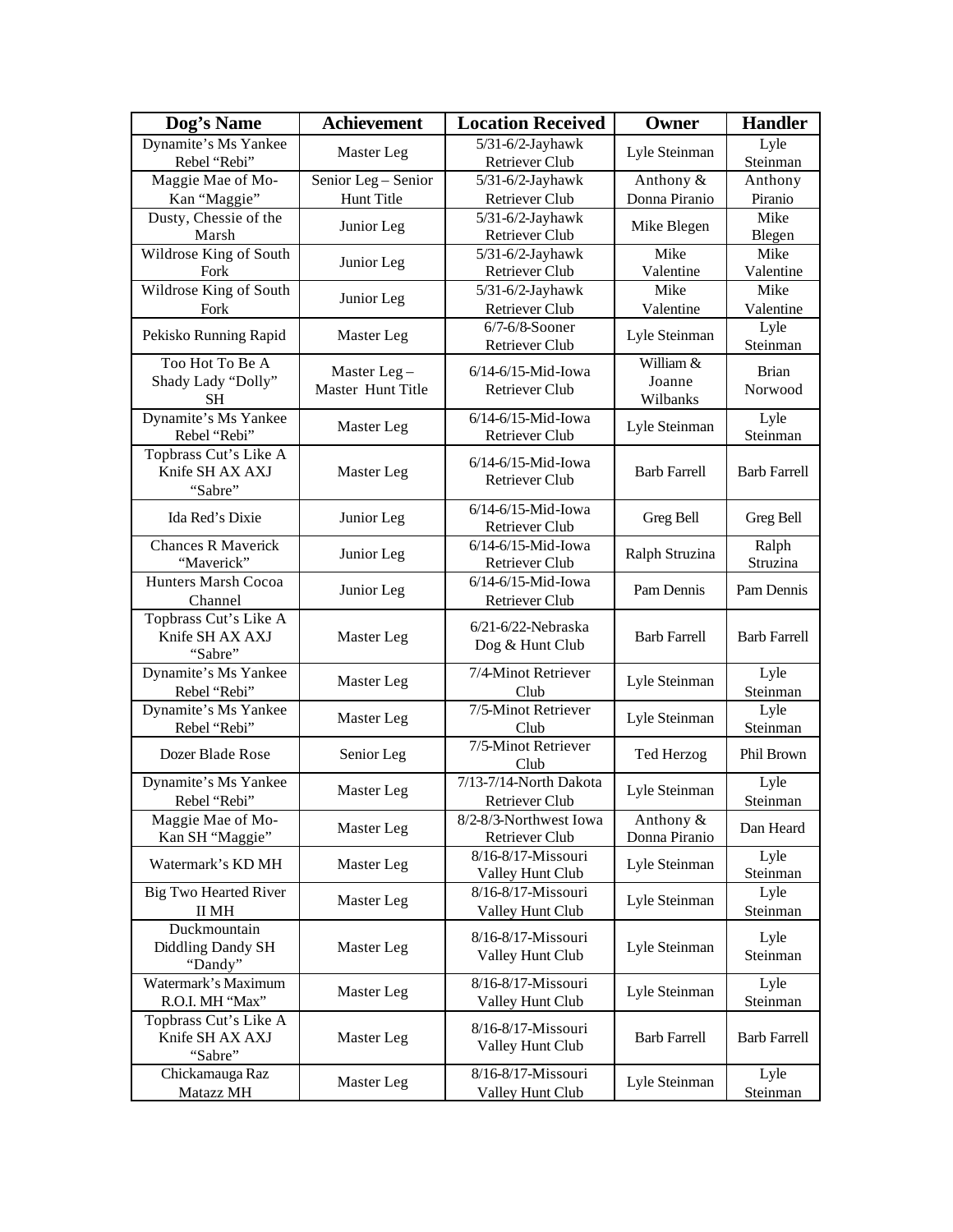| Dog's Name | Achievement | Location Received | Owner | Handler |
|---|---|---|---|---|
| Dynamite's Ms Yankee Rebel "Rebi" | Master Leg | 5/31-6/2-Jayhawk Retriever Club | Lyle Steinman | Lyle Steinman |
| Maggie Mae of Mo-Kan "Maggie" | Senior Leg – Senior Hunt Title | 5/31-6/2-Jayhawk Retriever Club | Anthony & Donna Piranio | Anthony Piranio |
| Dusty, Chessie of the Marsh | Junior Leg | 5/31-6/2-Jayhawk Retriever Club | Mike Blegen | Mike Blegen |
| Wildrose King of South Fork | Junior Leg | 5/31-6/2-Jayhawk Retriever Club | Mike Valentine | Mike Valentine |
| Wildrose King of South Fork | Junior Leg | 5/31-6/2-Jayhawk Retriever Club | Mike Valentine | Mike Valentine |
| Pekisko Running Rapid | Master Leg | 6/7-6/8-Sooner Retriever Club | Lyle Steinman | Lyle Steinman |
| Too Hot To Be A Shady Lady "Dolly" SH | Master Leg – Master Hunt Title | 6/14-6/15-Mid-Iowa Retriever Club | William & Joanne Wilbanks | Brian Norwood |
| Dynamite's Ms Yankee Rebel "Rebi" | Master Leg | 6/14-6/15-Mid-Iowa Retriever Club | Lyle Steinman | Lyle Steinman |
| Topbrass Cut's Like A Knife SH AX AXJ "Sabre" | Master Leg | 6/14-6/15-Mid-Iowa Retriever Club | Barb Farrell | Barb Farrell |
| Ida Red's Dixie | Junior Leg | 6/14-6/15-Mid-Iowa Retriever Club | Greg Bell | Greg Bell |
| Chances R Maverick "Maverick" | Junior Leg | 6/14-6/15-Mid-Iowa Retriever Club | Ralph Struzina | Ralph Struzina |
| Hunters Marsh Cocoa Channel | Junior Leg | 6/14-6/15-Mid-Iowa Retriever Club | Pam Dennis | Pam Dennis |
| Topbrass Cut's Like A Knife SH AX AXJ "Sabre" | Master Leg | 6/21-6/22-Nebraska Dog & Hunt Club | Barb Farrell | Barb Farrell |
| Dynamite's Ms Yankee Rebel "Rebi" | Master Leg | 7/4-Minot Retriever Club | Lyle Steinman | Lyle Steinman |
| Dynamite's Ms Yankee Rebel "Rebi" | Master Leg | 7/5-Minot Retriever Club | Lyle Steinman | Lyle Steinman |
| Dozer Blade Rose | Senior Leg | 7/5-Minot Retriever Club | Ted Herzog | Phil Brown |
| Dynamite's Ms Yankee Rebel "Rebi" | Master Leg | 7/13-7/14-North Dakota Retriever Club | Lyle Steinman | Lyle Steinman |
| Maggie Mae of Mo-Kan SH "Maggie" | Master Leg | 8/2-8/3-Northwest Iowa Retriever Club | Anthony & Donna Piranio | Dan Heard |
| Watermark's KD MH | Master Leg | 8/16-8/17-Missouri Valley Hunt Club | Lyle Steinman | Lyle Steinman |
| Big Two Hearted River II MH | Master Leg | 8/16-8/17-Missouri Valley Hunt Club | Lyle Steinman | Lyle Steinman |
| Duckmountain Diddling Dandy SH "Dandy" | Master Leg | 8/16-8/17-Missouri Valley Hunt Club | Lyle Steinman | Lyle Steinman |
| Watermark's Maximum R.O.I. MH "Max" | Master Leg | 8/16-8/17-Missouri Valley Hunt Club | Lyle Steinman | Lyle Steinman |
| Topbrass Cut's Like A Knife SH AX AXJ "Sabre" | Master Leg | 8/16-8/17-Missouri Valley Hunt Club | Barb Farrell | Barb Farrell |
| Chickamauga Raz Matazz MH | Master Leg | 8/16-8/17-Missouri Valley Hunt Club | Lyle Steinman | Lyle Steinman |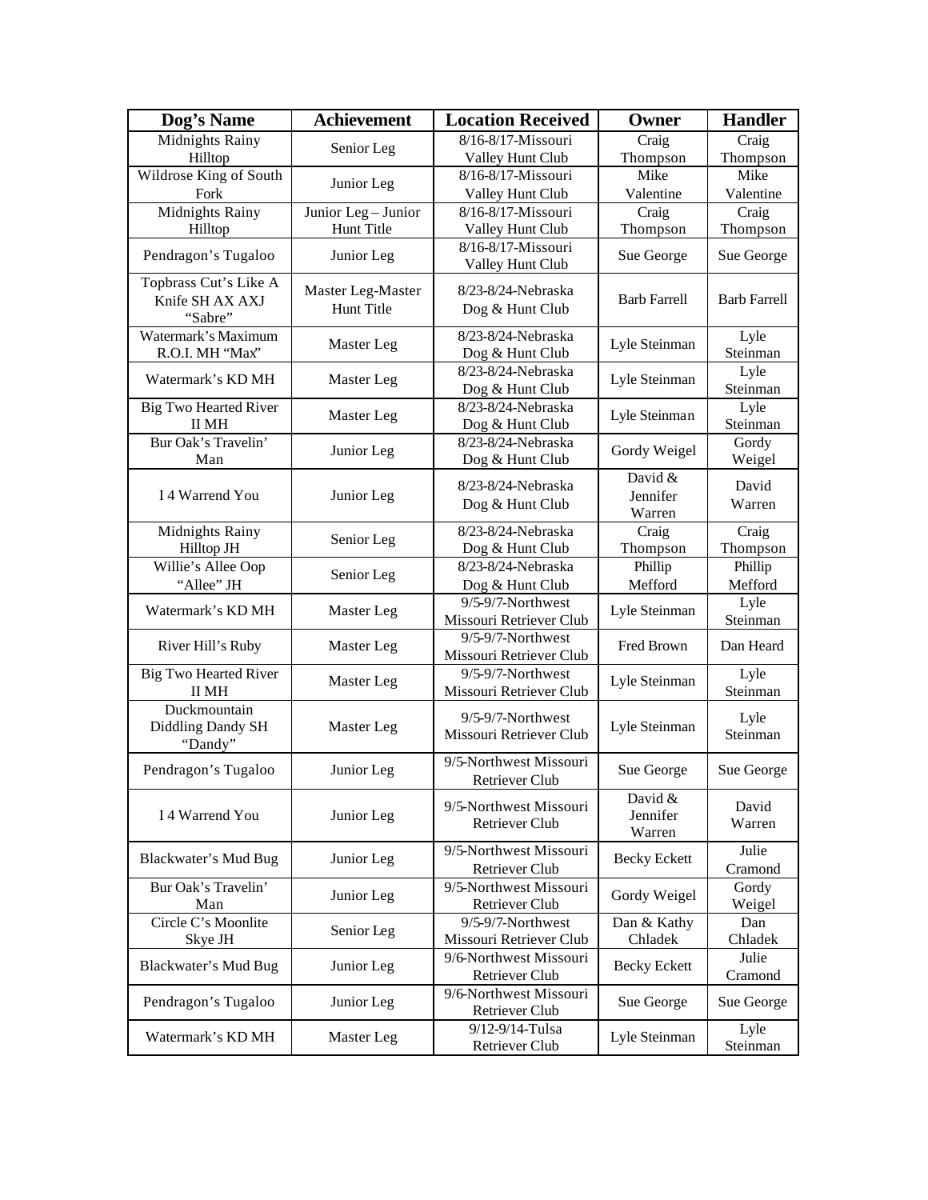| Dog's Name | Achievement | Location Received | Owner | Handler |
|---|---|---|---|---|
| Midnights Rainy Hilltop | Senior Leg | 8/16-8/17-Missouri Valley Hunt Club | Craig Thompson | Craig Thompson |
| Wildrose King of South Fork | Junior Leg | 8/16-8/17-Missouri Valley Hunt Club | Mike Valentine | Mike Valentine |
| Midnights Rainy Hilltop | Junior Leg – Junior Hunt Title | 8/16-8/17-Missouri Valley Hunt Club | Craig Thompson | Craig Thompson |
| Pendragon's Tugaloo | Junior Leg | 8/16-8/17-Missouri Valley Hunt Club | Sue George | Sue George |
| Topbrass Cut's Like A Knife SH AX AXJ "Sabre" | Master Leg-Master Hunt Title | 8/23-8/24-Nebraska Dog & Hunt Club | Barb Farrell | Barb Farrell |
| Watermark's Maximum R.O.I. MH "Max" | Master Leg | 8/23-8/24-Nebraska Dog & Hunt Club | Lyle Steinman | Lyle Steinman |
| Watermark's KD MH | Master Leg | 8/23-8/24-Nebraska Dog & Hunt Club | Lyle Steinman | Lyle Steinman |
| Big Two Hearted River II MH | Master Leg | 8/23-8/24-Nebraska Dog & Hunt Club | Lyle Steinman | Lyle Steinman |
| Bur Oak's Travelin' Man | Junior Leg | 8/23-8/24-Nebraska Dog & Hunt Club | Gordy Weigel | Gordy Weigel |
| I 4 Warrend You | Junior Leg | 8/23-8/24-Nebraska Dog & Hunt Club | David & Jennifer Warren | David Warren |
| Midnights Rainy Hilltop JH | Senior Leg | 8/23-8/24-Nebraska Dog & Hunt Club | Craig Thompson | Craig Thompson |
| Willie's Allee Oop "Allee" JH | Senior Leg | 8/23-8/24-Nebraska Dog & Hunt Club | Phillip Mefford | Phillip Mefford |
| Watermark's KD MH | Master Leg | 9/5-9/7-Northwest Missouri Retriever Club | Lyle Steinman | Lyle Steinman |
| River Hill's Ruby | Master Leg | 9/5-9/7-Northwest Missouri Retriever Club | Fred Brown | Dan Heard |
| Big Two Hearted River II MH | Master Leg | 9/5-9/7-Northwest Missouri Retriever Club | Lyle Steinman | Lyle Steinman |
| Duckmountain Diddling Dandy SH "Dandy" | Master Leg | 9/5-9/7-Northwest Missouri Retriever Club | Lyle Steinman | Lyle Steinman |
| Pendragon's Tugaloo | Junior Leg | 9/5-Northwest Missouri Retriever Club | Sue George | Sue George |
| I 4 Warrend You | Junior Leg | 9/5-Northwest Missouri Retriever Club | David & Jennifer Warren | David Warren |
| Blackwater's Mud Bug | Junior Leg | 9/5-Northwest Missouri Retriever Club | Becky Eckett | Julie Cramond |
| Bur Oak's Travelin' Man | Junior Leg | 9/5-Northwest Missouri Retriever Club | Gordy Weigel | Gordy Weigel |
| Circle C's Moonlite Skye JH | Senior Leg | 9/5-9/7-Northwest Missouri Retriever Club | Dan & Kathy Chladek | Dan Chladek |
| Blackwater's Mud Bug | Junior Leg | 9/6-Northwest Missouri Retriever Club | Becky Eckett | Julie Cramond |
| Pendragon's Tugaloo | Junior Leg | 9/6-Northwest Missouri Retriever Club | Sue George | Sue George |
| Watermark's KD MH | Master Leg | 9/12-9/14-Tulsa Retriever Club | Lyle Steinman | Lyle Steinman |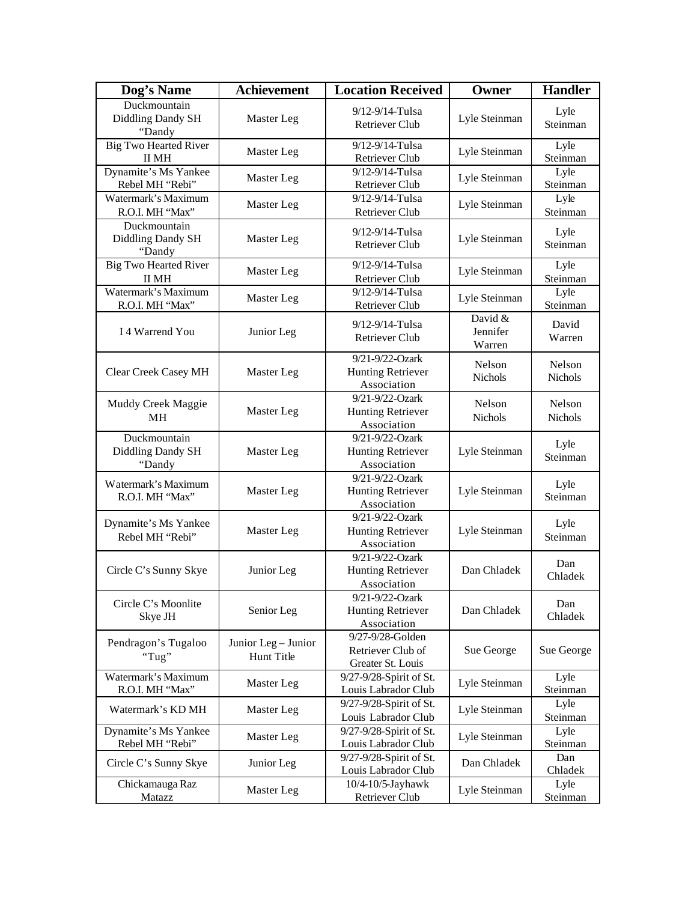| Dog's Name | Achievement | Location Received | Owner | Handler |
|---|---|---|---|---|
| Duckmountain Diddling Dandy SH "Dandy | Master Leg | 9/12-9/14-Tulsa Retriever Club | Lyle Steinman | Lyle Steinman |
| Big Two Hearted River II MH | Master Leg | 9/12-9/14-Tulsa Retriever Club | Lyle Steinman | Lyle Steinman |
| Dynamite's Ms Yankee Rebel MH "Rebi" | Master Leg | 9/12-9/14-Tulsa Retriever Club | Lyle Steinman | Lyle Steinman |
| Watermark's Maximum R.O.I. MH "Max" | Master Leg | 9/12-9/14-Tulsa Retriever Club | Lyle Steinman | Lyle Steinman |
| Duckmountain Diddling Dandy SH "Dandy | Master Leg | 9/12-9/14-Tulsa Retriever Club | Lyle Steinman | Lyle Steinman |
| Big Two Hearted River II MH | Master Leg | 9/12-9/14-Tulsa Retriever Club | Lyle Steinman | Lyle Steinman |
| Watermark's Maximum R.O.I. MH "Max" | Master Leg | 9/12-9/14-Tulsa Retriever Club | Lyle Steinman | Lyle Steinman |
| I 4 Warrend You | Junior Leg | 9/12-9/14-Tulsa Retriever Club | David & Jennifer Warren | David Warren |
| Clear Creek Casey MH | Master Leg | 9/21-9/22-Ozark Hunting Retriever Association | Nelson Nichols | Nelson Nichols |
| Muddy Creek Maggie MH | Master Leg | 9/21-9/22-Ozark Hunting Retriever Association | Nelson Nichols | Nelson Nichols |
| Duckmountain Diddling Dandy SH "Dandy | Master Leg | 9/21-9/22-Ozark Hunting Retriever Association | Lyle Steinman | Lyle Steinman |
| Watermark's Maximum R.O.I. MH "Max" | Master Leg | 9/21-9/22-Ozark Hunting Retriever Association | Lyle Steinman | Lyle Steinman |
| Dynamite's Ms Yankee Rebel MH "Rebi" | Master Leg | 9/21-9/22-Ozark Hunting Retriever Association | Lyle Steinman | Lyle Steinman |
| Circle C's Sunny Skye | Junior Leg | 9/21-9/22-Ozark Hunting Retriever Association | Dan Chladek | Dan Chladek |
| Circle C's Moonlite Skye JH | Senior Leg | 9/21-9/22-Ozark Hunting Retriever Association | Dan Chladek | Dan Chladek |
| Pendragon's Tugaloo "Tug" | Junior Leg – Junior Hunt Title | 9/27-9/28-Golden Retriever Club of Greater St. Louis | Sue George | Sue George |
| Watermark's Maximum R.O.I. MH "Max" | Master Leg | 9/27-9/28-Spirit of St. Louis Labrador Club | Lyle Steinman | Lyle Steinman |
| Watermark's KD MH | Master Leg | 9/27-9/28-Spirit of St. Louis Labrador Club | Lyle Steinman | Lyle Steinman |
| Dynamite's Ms Yankee Rebel MH "Rebi" | Master Leg | 9/27-9/28-Spirit of St. Louis Labrador Club | Lyle Steinman | Lyle Steinman |
| Circle C's Sunny Skye | Junior Leg | 9/27-9/28-Spirit of St. Louis Labrador Club | Dan Chladek | Dan Chladek |
| Chickamauga Raz Matazz | Master Leg | 10/4-10/5-Jayhawk Retriever Club | Lyle Steinman | Lyle Steinman |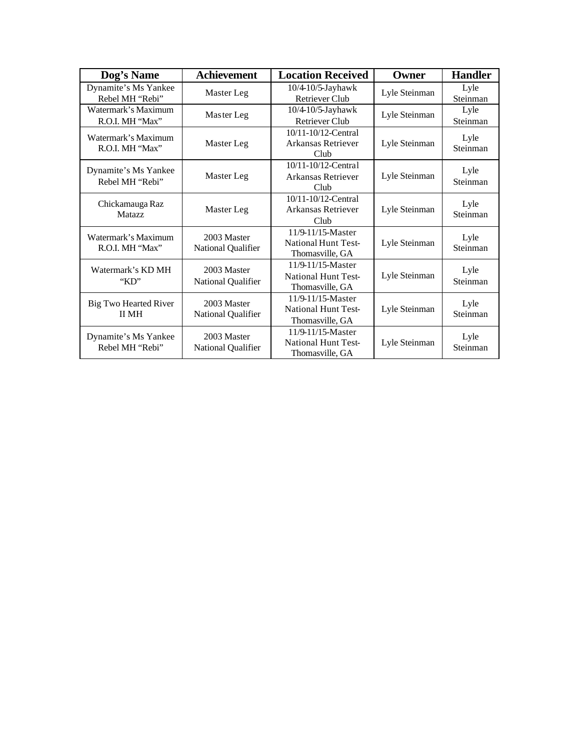| Dog's Name | Achievement | Location Received | Owner | Handler |
|---|---|---|---|---|
| Dynamite's Ms Yankee Rebel MH "Rebi" | Master Leg | 10/4-10/5-Jayhawk Retriever Club | Lyle Steinman | Lyle Steinman |
| Watermark's Maximum R.O.I. MH "Max" | Master Leg | 10/4-10/5-Jayhawk Retriever Club | Lyle Steinman | Lyle Steinman |
| Watermark's Maximum R.O.I. MH "Max" | Master Leg | 10/11-10/12-Central Arkansas Retriever Club | Lyle Steinman | Lyle Steinman |
| Dynamite's Ms Yankee Rebel MH "Rebi" | Master Leg | 10/11-10/12-Central Arkansas Retriever Club | Lyle Steinman | Lyle Steinman |
| Chickamauga Raz Matazz | Master Leg | 10/11-10/12-Central Arkansas Retriever Club | Lyle Steinman | Lyle Steinman |
| Watermark's Maximum R.O.I. MH "Max" | 2003 Master National Qualifier | 11/9-11/15-Master National Hunt Test-Thomasville, GA | Lyle Steinman | Lyle Steinman |
| Watermark's KD MH "KD" | 2003 Master National Qualifier | 11/9-11/15-Master National Hunt Test-Thomasville, GA | Lyle Steinman | Lyle Steinman |
| Big Two Hearted River II MH | 2003 Master National Qualifier | 11/9-11/15-Master National Hunt Test-Thomasville, GA | Lyle Steinman | Lyle Steinman |
| Dynamite's Ms Yankee Rebel MH "Rebi" | 2003 Master National Qualifier | 11/9-11/15-Master National Hunt Test-Thomasville, GA | Lyle Steinman | Lyle Steinman |